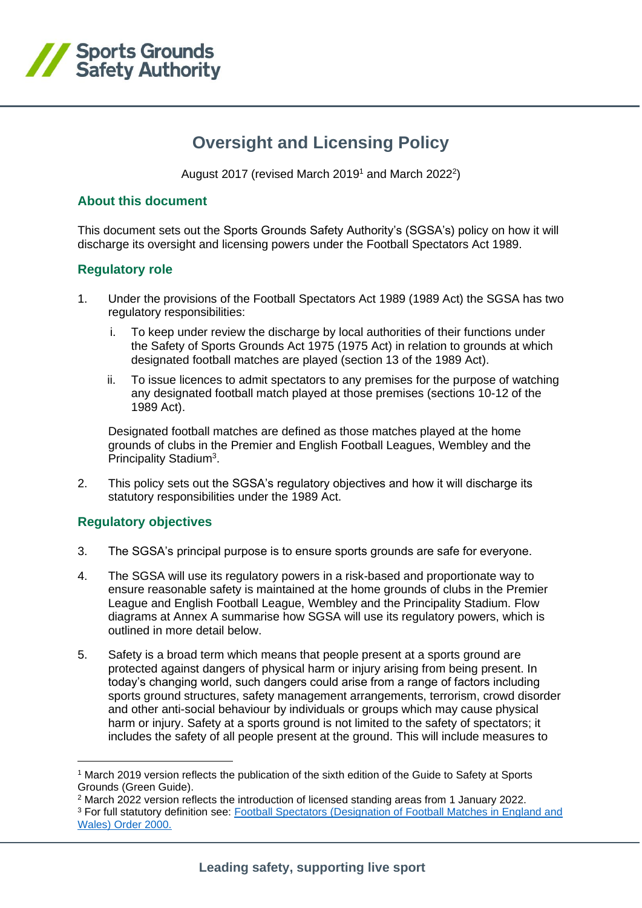# Oversight and Licensing Policy

August 2017 (revised March 2019[1] and March 2022[2])

## About this document

This document sets out the Sports Grounds Safety Authority's (SGSA's) policy on how it will discharge its oversight and licensing powers under the Football Spectators Act 1989.

## Regulatory role

1. Under the provisions of the Football Spectators Act 1989 (1989 Act) the SGSA has two regulatory responsibilities:

   i. To keep under review the discharge by local authorities of their functions under the Safety of Sports Grounds Act 1975 (1975 Act) in relation to grounds at which designated football matches are played (section 13 of the 1989 Act).

   ii. To issue licences to admit spectators to any premises for the purpose of watching any designated football match played at those premises (sections 10-12 of the 1989 Act).

   Designated football matches are defined as those matches played at the home grounds of clubs in the Premier and English Football Leagues, Wembley and the Principality Stadium[3].

2. This policy sets out the SGSA's regulatory objectives and how it will discharge its statutory responsibilities under the 1989 Act.

## Regulatory objectives

3. The SGSA's principal purpose is to ensure sports grounds are safe for everyone.

4. The SGSA will use its regulatory powers in a risk-based and proportionate way to ensure reasonable safety is maintained at the home grounds of clubs in the Premier League and English Football League, Wembley and the Principality Stadium. Flow diagrams at Annex A summarise how SGSA will use its regulatory powers, which is outlined in more detail below.

5. Safety is a broad term which means that people present at a sports ground are protected against dangers of physical harm or injury arising from being present. In today's changing world, such dangers could arise from a range of factors including sports ground structures, safety management arrangements, terrorism, crowd disorder and other anti-social behaviour by individuals or groups which may cause physical harm or injury. Safety at a sports ground is not limited to the safety of spectators; it includes the safety of all people present at the ground. This will include measures to

---

[1] March 2019 version reflects the publication of the sixth edition of the Guide to Safety at Sports Grounds (Green Guide).

[2] March 2022 version reflects the introduction of licensed standing areas from 1 January 2022.

[3] For full statutory definition see: Football Spectators (Designation of Football Matches in England and Wales) Order 2000.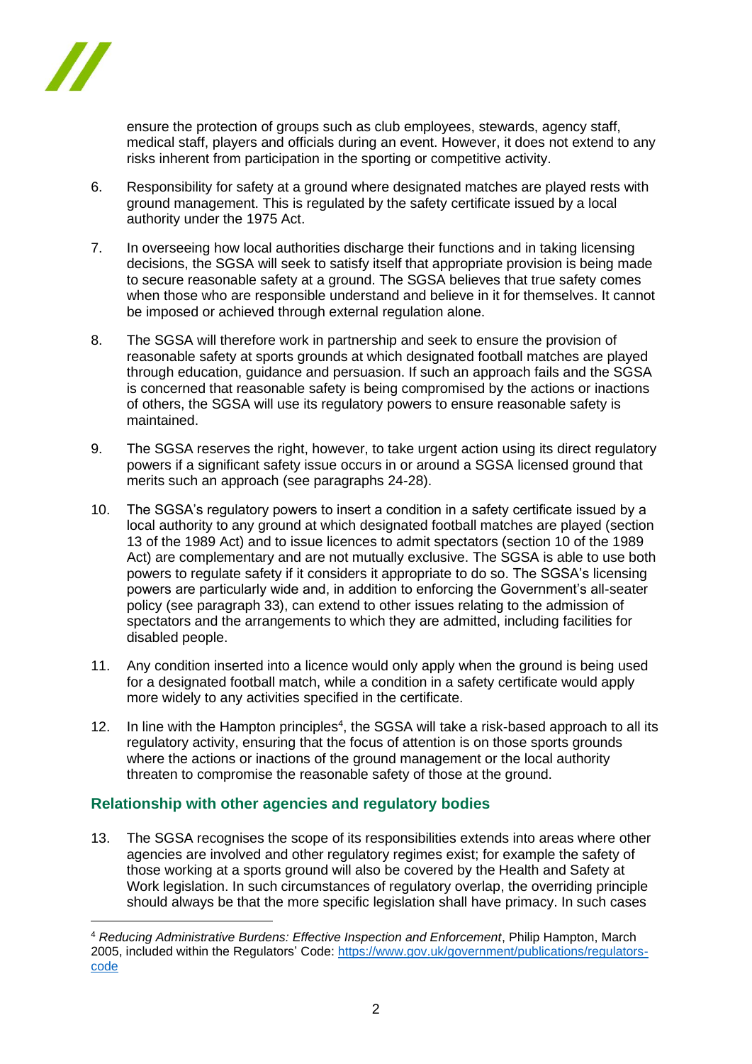ensure the protection of groups such as club employees, stewards, agency staff, medical staff, players and officials during an event. However, it does not extend to any risks inherent from participation in the sporting or competitive activity.

6. Responsibility for safety at a ground where designated matches are played rests with ground management. This is regulated by the safety certificate issued by a local authority under the 1975 Act.

7. In overseeing how local authorities discharge their functions and in taking licensing decisions, the SGSA will seek to satisfy itself that appropriate provision is being made to secure reasonable safety at a ground. The SGSA believes that true safety comes when those who are responsible understand and believe in it for themselves. It cannot be imposed or achieved through external regulation alone.

8. The SGSA will therefore work in partnership and seek to ensure the provision of reasonable safety at sports grounds at which designated football matches are played through education, guidance and persuasion. If such an approach fails and the SGSA is concerned that reasonable safety is being compromised by the actions or inactions of others, the SGSA will use its regulatory powers to ensure reasonable safety is maintained.

9. The SGSA reserves the right, however, to take urgent action using its direct regulatory powers if a significant safety issue occurs in or around a SGSA licensed ground that merits such an approach (see paragraphs 24-28).

10. The SGSA's regulatory powers to insert a condition in a safety certificate issued by a local authority to any ground at which designated football matches are played (section 13 of the 1989 Act) and to issue licences to admit spectators (section 10 of the 1989 Act) are complementary and are not mutually exclusive. The SGSA is able to use both powers to regulate safety if it considers it appropriate to do so. The SGSA's licensing powers are particularly wide and, in addition to enforcing the Government's all-seater policy (see paragraph 33), can extend to other issues relating to the admission of spectators and the arrangements to which they are admitted, including facilities for disabled people.

11. Any condition inserted into a licence would only apply when the ground is being used for a designated football match, while a condition in a safety certificate would apply more widely to any activities specified in the certificate.

12. In line with the Hampton principles[4], the SGSA will take a risk-based approach to all its regulatory activity, ensuring that the focus of attention is on those sports grounds where the actions or inactions of the ground management or the local authority threaten to compromise the reasonable safety of those at the ground.

## Relationship with other agencies and regulatory bodies

13. The SGSA recognises the scope of its responsibilities extends into areas where other agencies are involved and other regulatory regimes exist; for example the safety of those working at a sports ground will also be covered by the Health and Safety at Work legislation. In such circumstances of regulatory overlap, the overriding principle should always be that the more specific legislation shall have primacy. In such cases

[4] *Reducing Administrative Burdens: Effective Inspection and Enforcement*, Philip Hampton, March 2005, included within the Regulators' Code: https://www.gov.uk/government/publications/regulators-code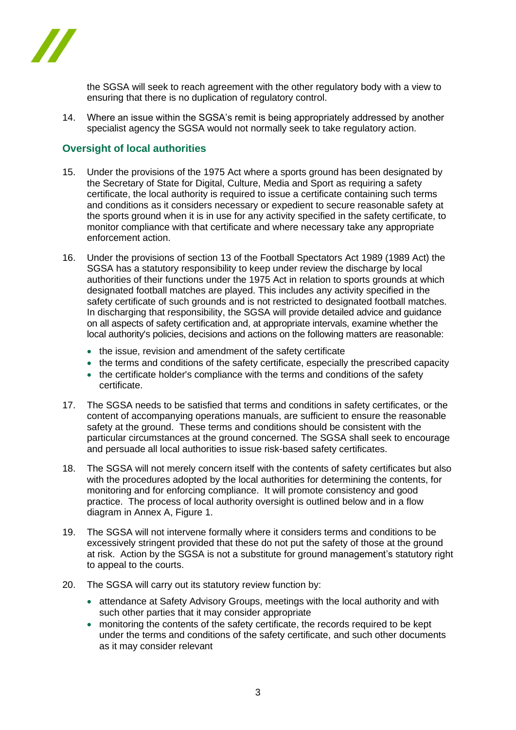the SGSA will seek to reach agreement with the other regulatory body with a view to ensuring that there is no duplication of regulatory control.

14. Where an issue within the SGSA's remit is being appropriately addressed by another specialist agency the SGSA would not normally seek to take regulatory action.

## Oversight of local authorities

15. Under the provisions of the 1975 Act where a sports ground has been designated by the Secretary of State for Digital, Culture, Media and Sport as requiring a safety certificate, the local authority is required to issue a certificate containing such terms and conditions as it considers necessary or expedient to secure reasonable safety at the sports ground when it is in use for any activity specified in the safety certificate, to monitor compliance with that certificate and where necessary take any appropriate enforcement action.

16. Under the provisions of section 13 of the Football Spectators Act 1989 (1989 Act) the SGSA has a statutory responsibility to keep under review the discharge by local authorities of their functions under the 1975 Act in relation to sports grounds at which designated football matches are played. This includes any activity specified in the safety certificate of such grounds and is not restricted to designated football matches. In discharging that responsibility, the SGSA will provide detailed advice and guidance on all aspects of safety certification and, at appropriate intervals, examine whether the local authority's policies, decisions and actions on the following matters are reasonable:
    - the issue, revision and amendment of the safety certificate
    - the terms and conditions of the safety certificate, especially the prescribed capacity
    - the certificate holder's compliance with the terms and conditions of the safety certificate.

17. The SGSA needs to be satisfied that terms and conditions in safety certificates, or the content of accompanying operations manuals, are sufficient to ensure the reasonable safety at the ground. These terms and conditions should be consistent with the particular circumstances at the ground concerned. The SGSA shall seek to encourage and persuade all local authorities to issue risk-based safety certificates.

18. The SGSA will not merely concern itself with the contents of safety certificates but also with the procedures adopted by the local authorities for determining the contents, for monitoring and for enforcing compliance. It will promote consistency and good practice. The process of local authority oversight is outlined below and in a flow diagram in Annex A, Figure 1.

19. The SGSA will not intervene formally where it considers terms and conditions to be excessively stringent provided that these do not put the safety of those at the ground at risk. Action by the SGSA is not a substitute for ground management's statutory right to appeal to the courts.

20. The SGSA will carry out its statutory review function by:
    - attendance at Safety Advisory Groups, meetings with the local authority and with such other parties that it may consider appropriate
    - monitoring the contents of the safety certificate, the records required to be kept under the terms and conditions of the safety certificate, and such other documents as it may consider relevant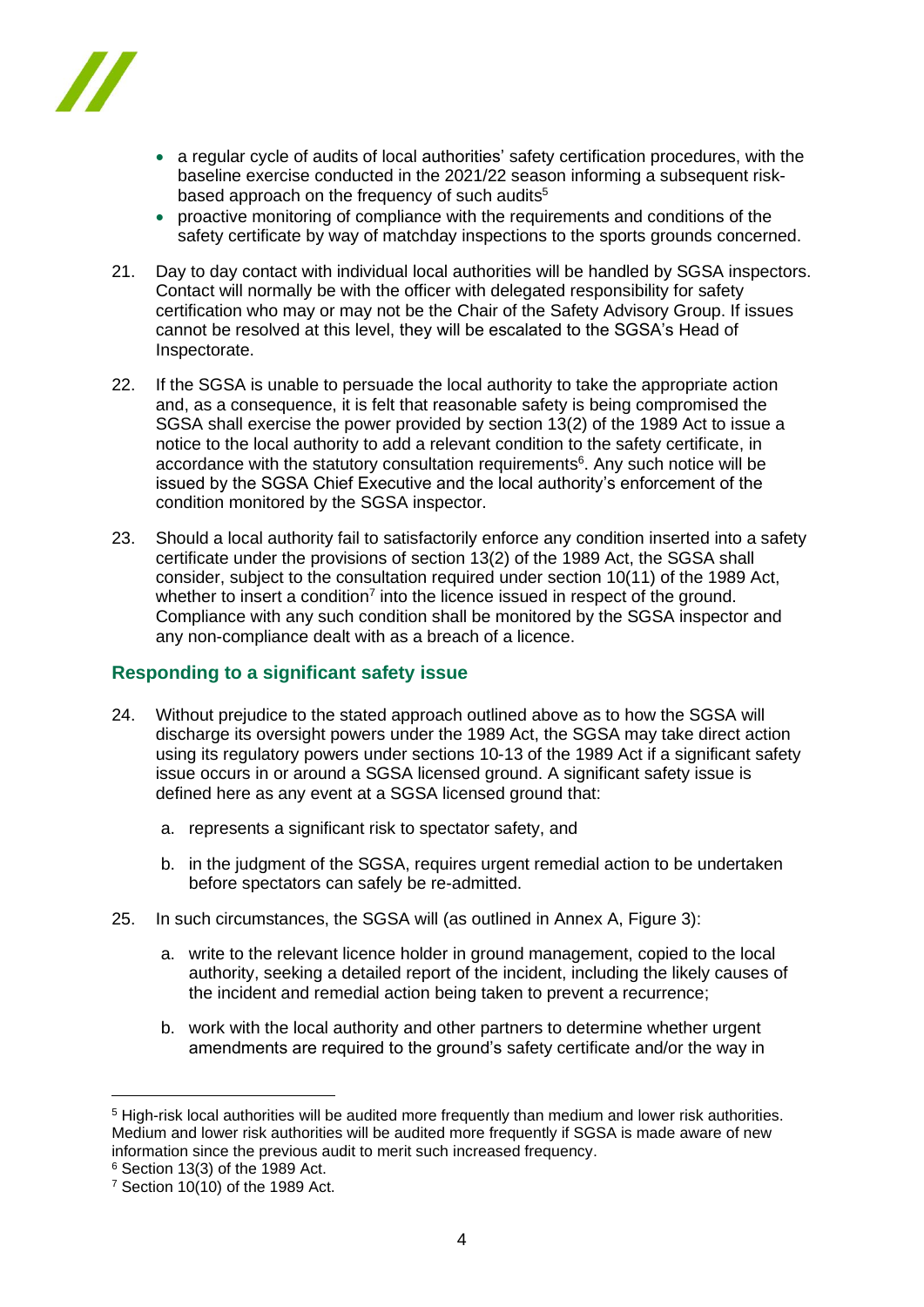- a regular cycle of audits of local authorities' safety certification procedures, with the baseline exercise conducted in the 2021/22 season informing a subsequent risk-based approach on the frequency of such audits[5]
- proactive monitoring of compliance with the requirements and conditions of the safety certificate by way of matchday inspections to the sports grounds concerned.

21. Day to day contact with individual local authorities will be handled by SGSA inspectors. Contact will normally be with the officer with delegated responsibility for safety certification who may or may not be the Chair of the Safety Advisory Group. If issues cannot be resolved at this level, they will be escalated to the SGSA's Head of Inspectorate.

22. If the SGSA is unable to persuade the local authority to take the appropriate action and, as a consequence, it is felt that reasonable safety is being compromised the SGSA shall exercise the power provided by section 13(2) of the 1989 Act to issue a notice to the local authority to add a relevant condition to the safety certificate, in accordance with the statutory consultation requirements[6]. Any such notice will be issued by the SGSA Chief Executive and the local authority's enforcement of the condition monitored by the SGSA inspector.

23. Should a local authority fail to satisfactorily enforce any condition inserted into a safety certificate under the provisions of section 13(2) of the 1989 Act, the SGSA shall consider, subject to the consultation required under section 10(11) of the 1989 Act, whether to insert a condition[7] into the licence issued in respect of the ground. Compliance with any such condition shall be monitored by the SGSA inspector and any non-compliance dealt with as a breach of a licence.

## Responding to a significant safety issue

24. Without prejudice to the stated approach outlined above as to how the SGSA will discharge its oversight powers under the 1989 Act, the SGSA may take direct action using its regulatory powers under sections 10-13 of the 1989 Act if a significant safety issue occurs in or around a SGSA licensed ground. A significant safety issue is defined here as any event at a SGSA licensed ground that:

    a. represents a significant risk to spectator safety, and

    b. in the judgment of the SGSA, requires urgent remedial action to be undertaken before spectators can safely be re-admitted.

25. In such circumstances, the SGSA will (as outlined in Annex A, Figure 3):

    a. write to the relevant licence holder in ground management, copied to the local authority, seeking a detailed report of the incident, including the likely causes of the incident and remedial action being taken to prevent a recurrence;

    b. work with the local authority and other partners to determine whether urgent amendments are required to the ground's safety certificate and/or the way in

---

[5] High-risk local authorities will be audited more frequently than medium and lower risk authorities. Medium and lower risk authorities will be audited more frequently if SGSA is made aware of new information since the previous audit to merit such increased frequency.

[6] Section 13(3) of the 1989 Act.

[7] Section 10(10) of the 1989 Act.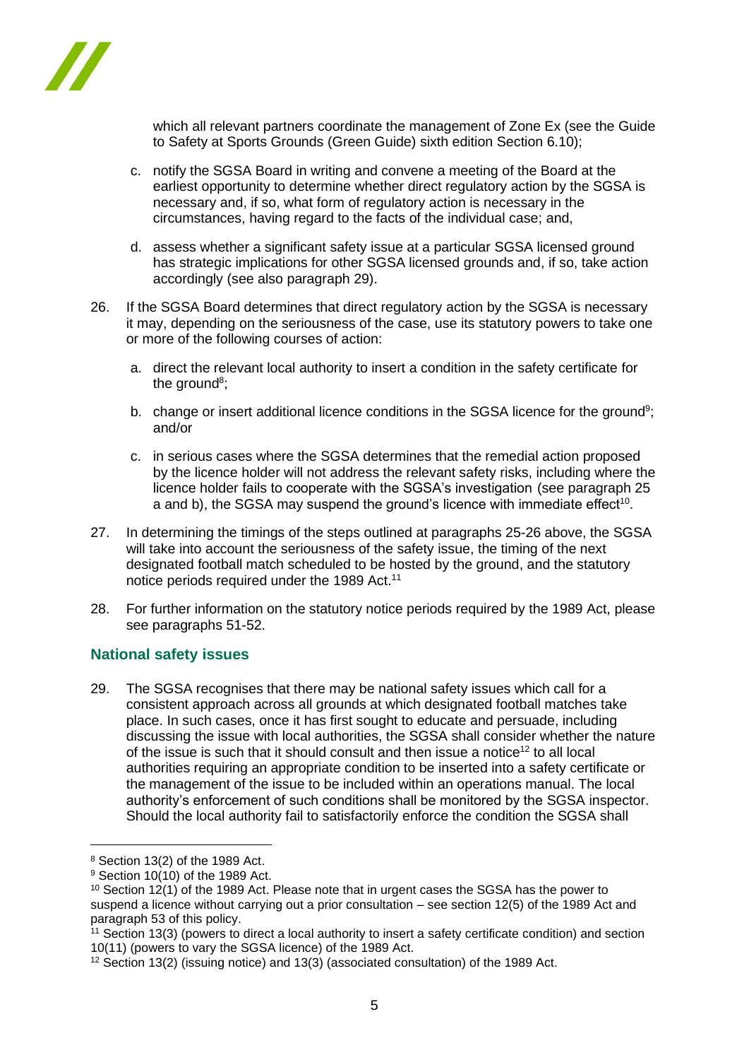which all relevant partners coordinate the management of Zone Ex (see the Guide to Safety at Sports Grounds (Green Guide) sixth edition Section 6.10);

c. notify the SGSA Board in writing and convene a meeting of the Board at the earliest opportunity to determine whether direct regulatory action by the SGSA is necessary and, if so, what form of regulatory action is necessary in the circumstances, having regard to the facts of the individual case; and,

d. assess whether a significant safety issue at a particular SGSA licensed ground has strategic implications for other SGSA licensed grounds and, if so, take action accordingly (see also paragraph 29).

26. If the SGSA Board determines that direct regulatory action by the SGSA is necessary it may, depending on the seriousness of the case, use its statutory powers to take one or more of the following courses of action:

   a. direct the relevant local authority to insert a condition in the safety certificate for the ground[8];

   b. change or insert additional licence conditions in the SGSA licence for the ground[9]; and/or

   c. in serious cases where the SGSA determines that the remedial action proposed by the licence holder will not address the relevant safety risks, including where the licence holder fails to cooperate with the SGSA's investigation (see paragraph 25 a and b), the SGSA may suspend the ground's licence with immediate effect[10].

27. In determining the timings of the steps outlined at paragraphs 25-26 above, the SGSA will take into account the seriousness of the safety issue, the timing of the next designated football match scheduled to be hosted by the ground, and the statutory notice periods required under the 1989 Act.[11]

28. For further information on the statutory notice periods required by the 1989 Act, please see paragraphs 51-52.

## National safety issues

29. The SGSA recognises that there may be national safety issues which call for a consistent approach across all grounds at which designated football matches take place. In such cases, once it has first sought to educate and persuade, including discussing the issue with local authorities, the SGSA shall consider whether the nature of the issue is such that it should consult and then issue a notice[12] to all local authorities requiring an appropriate condition to be inserted into a safety certificate or the management of the issue to be included within an operations manual. The local authority's enforcement of such conditions shall be monitored by the SGSA inspector. Should the local authority fail to satisfactorily enforce the condition the SGSA shall

---

[8] Section 13(2) of the 1989 Act.

[9] Section 10(10) of the 1989 Act.

[10] Section 12(1) of the 1989 Act. Please note that in urgent cases the SGSA has the power to suspend a licence without carrying out a prior consultation – see section 12(5) of the 1989 Act and paragraph 53 of this policy.

[11] Section 13(3) (powers to direct a local authority to insert a safety certificate condition) and section 10(11) (powers to vary the SGSA licence) of the 1989 Act.

[12] Section 13(2) (issuing notice) and 13(3) (associated consultation) of the 1989 Act.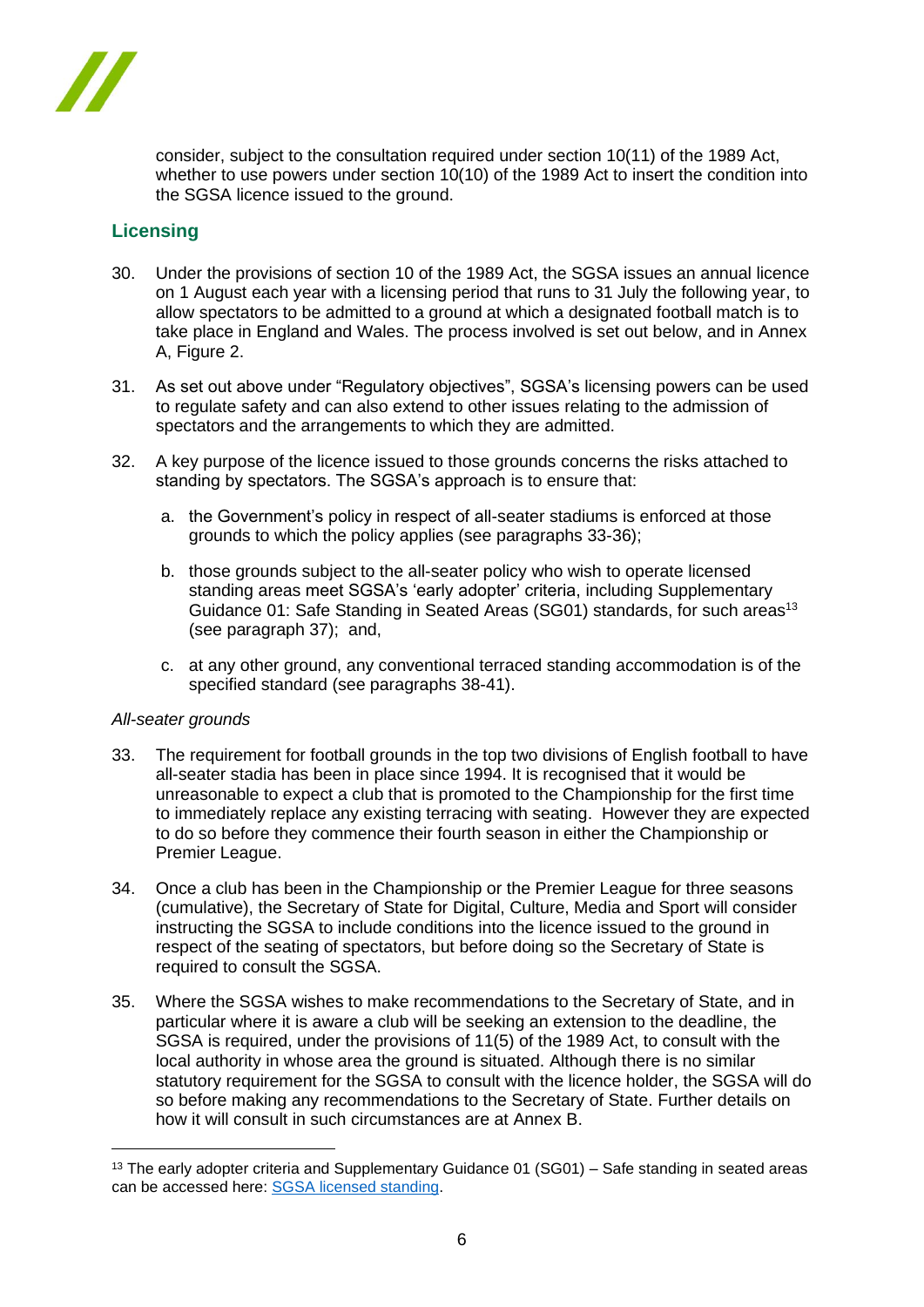consider, subject to the consultation required under section 10(11) of the 1989 Act, whether to use powers under section 10(10) of the 1989 Act to insert the condition into the SGSA licence issued to the ground.

## Licensing

30. Under the provisions of section 10 of the 1989 Act, the SGSA issues an annual licence on 1 August each year with a licensing period that runs to 31 July the following year, to allow spectators to be admitted to a ground at which a designated football match is to take place in England and Wales. The process involved is set out below, and in Annex A, Figure 2.

31. As set out above under "Regulatory objectives", SGSA's licensing powers can be used to regulate safety and can also extend to other issues relating to the admission of spectators and the arrangements to which they are admitted.

32. A key purpose of the licence issued to those grounds concerns the risks attached to standing by spectators. The SGSA's approach is to ensure that:

    a. the Government's policy in respect of all-seater stadiums is enforced at those grounds to which the policy applies (see paragraphs 33-36);

    b. those grounds subject to the all-seater policy who wish to operate licensed standing areas meet SGSA's 'early adopter' criteria, including Supplementary Guidance 01: Safe Standing in Seated Areas (SG01) standards, for such areas[13] (see paragraph 37); and,

    c. at any other ground, any conventional terraced standing accommodation is of the specified standard (see paragraphs 38-41).

*All-seater grounds*

33. The requirement for football grounds in the top two divisions of English football to have all-seater stadia has been in place since 1994. It is recognised that it would be unreasonable to expect a club that is promoted to the Championship for the first time to immediately replace any existing terracing with seating. However they are expected to do so before they commence their fourth season in either the Championship or Premier League.

34. Once a club has been in the Championship or the Premier League for three seasons (cumulative), the Secretary of State for Digital, Culture, Media and Sport will consider instructing the SGSA to include conditions into the licence issued to the ground in respect of the seating of spectators, but before doing so the Secretary of State is required to consult the SGSA.

35. Where the SGSA wishes to make recommendations to the Secretary of State, and in particular where it is aware a club will be seeking an extension to the deadline, the SGSA is required, under the provisions of 11(5) of the 1989 Act, to consult with the local authority in whose area the ground is situated. Although there is no similar statutory requirement for the SGSA to consult with the licence holder, the SGSA will do so before making any recommendations to the Secretary of State. Further details on how it will consult in such circumstances are at Annex B.

---

[13] The early adopter criteria and Supplementary Guidance 01 (SG01) – Safe standing in seated areas can be accessed here: SGSA licensed standing.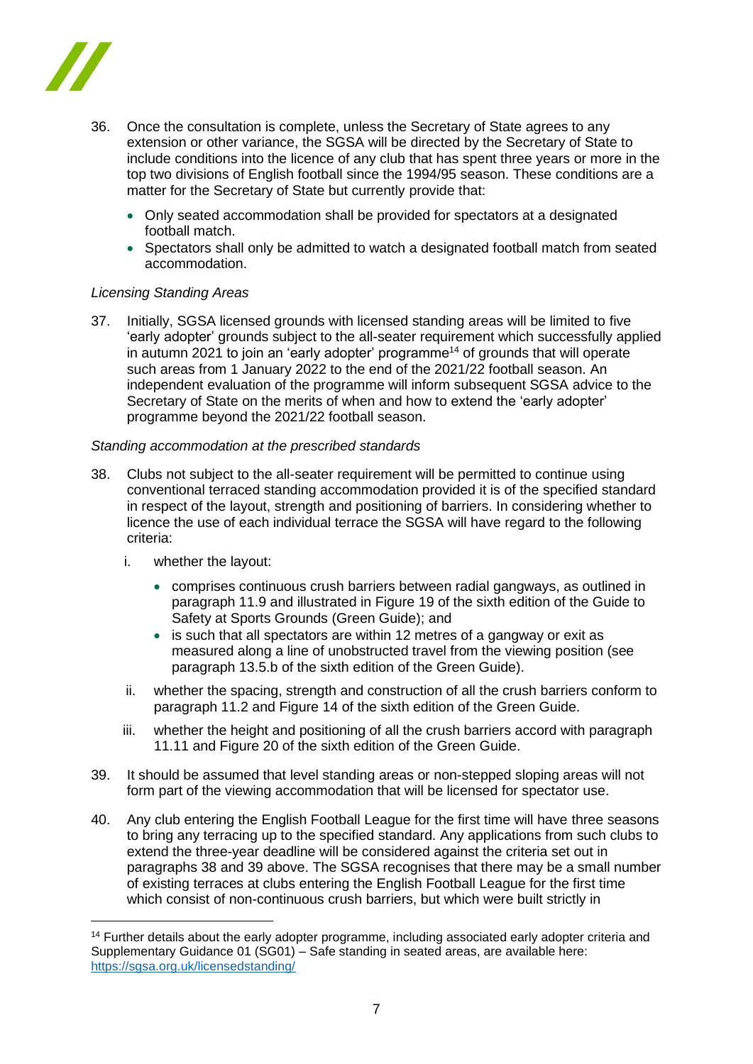36. Once the consultation is complete, unless the Secretary of State agrees to any extension or other variance, the SGSA will be directed by the Secretary of State to include conditions into the licence of any club that has spent three years or more in the top two divisions of English football since the 1994/95 season. These conditions are a matter for the Secretary of State but currently provide that:

    - Only seated accommodation shall be provided for spectators at a designated football match.
    - Spectators shall only be admitted to watch a designated football match from seated accommodation.

*Licensing Standing Areas*

37. Initially, SGSA licensed grounds with licensed standing areas will be limited to five 'early adopter' grounds subject to the all-seater requirement which successfully applied in autumn 2021 to join an 'early adopter' programme[14] of grounds that will operate such areas from 1 January 2022 to the end of the 2021/22 football season. An independent evaluation of the programme will inform subsequent SGSA advice to the Secretary of State on the merits of when and how to extend the 'early adopter' programme beyond the 2021/22 football season.

*Standing accommodation at the prescribed standards*

38. Clubs not subject to the all-seater requirement will be permitted to continue using conventional terraced standing accommodation provided it is of the specified standard in respect of the layout, strength and positioning of barriers. In considering whether to licence the use of each individual terrace the SGSA will have regard to the following criteria:

    i. whether the layout:
        - comprises continuous crush barriers between radial gangways, as outlined in paragraph 11.9 and illustrated in Figure 19 of the sixth edition of the Guide to Safety at Sports Grounds (Green Guide); and
        - is such that all spectators are within 12 metres of a gangway or exit as measured along a line of unobstructed travel from the viewing position (see paragraph 13.5.b of the sixth edition of the Green Guide).

    ii. whether the spacing, strength and construction of all the crush barriers conform to paragraph 11.2 and Figure 14 of the sixth edition of the Green Guide.

    iii. whether the height and positioning of all the crush barriers accord with paragraph 11.11 and Figure 20 of the sixth edition of the Green Guide.

39. It should be assumed that level standing areas or non-stepped sloping areas will not form part of the viewing accommodation that will be licensed for spectator use.

40. Any club entering the English Football League for the first time will have three seasons to bring any terracing up to the specified standard. Any applications from such clubs to extend the three-year deadline will be considered against the criteria set out in paragraphs 38 and 39 above. The SGSA recognises that there may be a small number of existing terraces at clubs entering the English Football League for the first time which consist of non-continuous crush barriers, but which were built strictly in

---

[14] Further details about the early adopter programme, including associated early adopter criteria and Supplementary Guidance 01 (SG01) – Safe standing in seated areas, are available here: https://sgsa.org.uk/licensedstanding/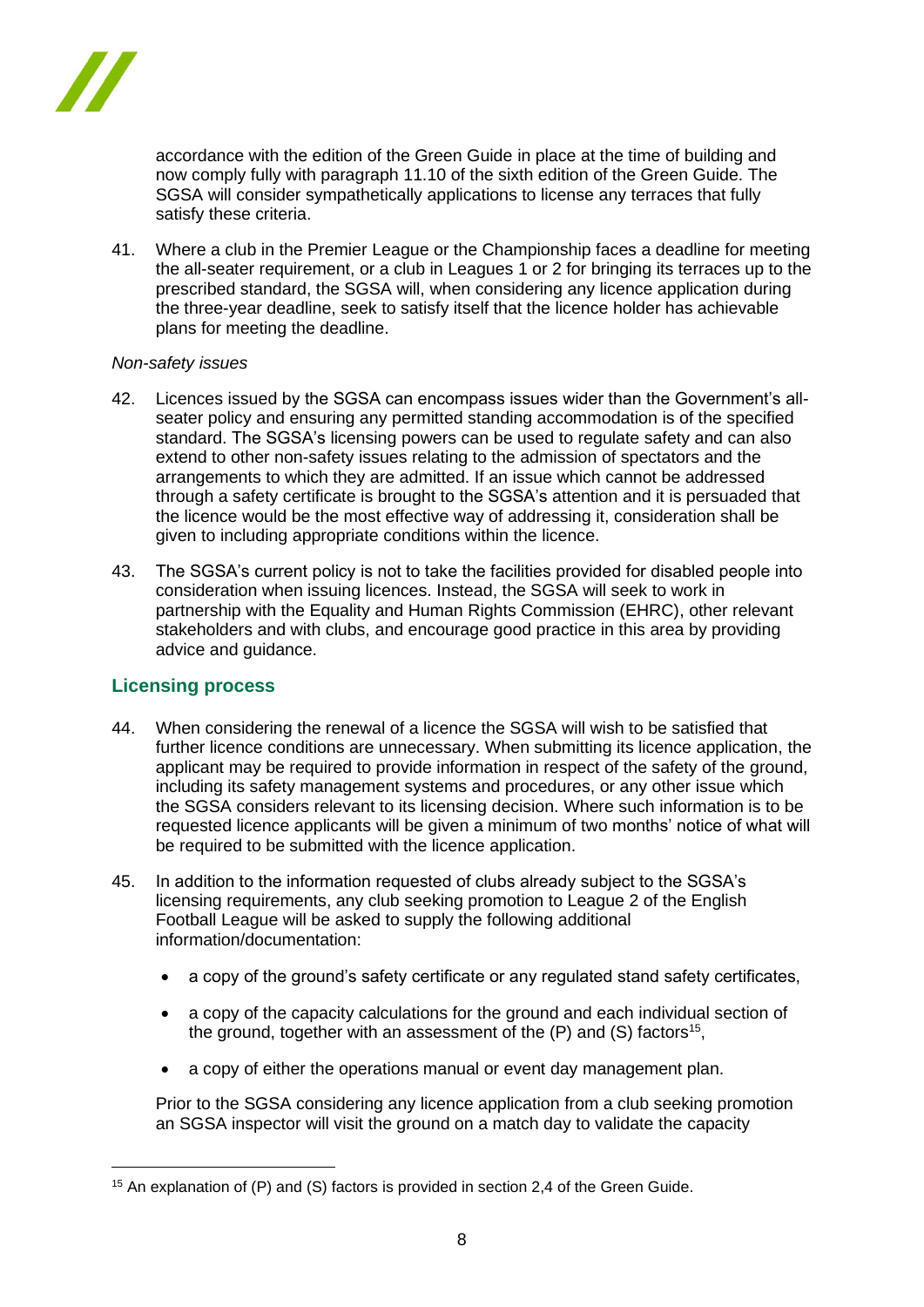accordance with the edition of the Green Guide in place at the time of building and now comply fully with paragraph 11.10 of the sixth edition of the Green Guide. The SGSA will consider sympathetically applications to license any terraces that fully satisfy these criteria.

41. Where a club in the Premier League or the Championship faces a deadline for meeting the all-seater requirement, or a club in Leagues 1 or 2 for bringing its terraces up to the prescribed standard, the SGSA will, when considering any licence application during the three-year deadline, seek to satisfy itself that the licence holder has achievable plans for meeting the deadline.

*Non-safety issues*

42. Licences issued by the SGSA can encompass issues wider than the Government's all-seater policy and ensuring any permitted standing accommodation is of the specified standard. The SGSA's licensing powers can be used to regulate safety and can also extend to other non-safety issues relating to the admission of spectators and the arrangements to which they are admitted. If an issue which cannot be addressed through a safety certificate is brought to the SGSA's attention and it is persuaded that the licence would be the most effective way of addressing it, consideration shall be given to including appropriate conditions within the licence.

43. The SGSA's current policy is not to take the facilities provided for disabled people into consideration when issuing licences. Instead, the SGSA will seek to work in partnership with the Equality and Human Rights Commission (EHRC), other relevant stakeholders and with clubs, and encourage good practice in this area by providing advice and guidance.

## Licensing process

44. When considering the renewal of a licence the SGSA will wish to be satisfied that further licence conditions are unnecessary. When submitting its licence application, the applicant may be required to provide information in respect of the safety of the ground, including its safety management systems and procedures, or any other issue which the SGSA considers relevant to its licensing decision. Where such information is to be requested licence applicants will be given a minimum of two months' notice of what will be required to be submitted with the licence application.

45. In addition to the information requested of clubs already subject to the SGSA's licensing requirements, any club seeking promotion to League 2 of the English Football League will be asked to supply the following additional information/documentation:

    - a copy of the ground's safety certificate or any regulated stand safety certificates,
    - a copy of the capacity calculations for the ground and each individual section of the ground, together with an assessment of the (P) and (S) factors[15],
    - a copy of either the operations manual or event day management plan.

    Prior to the SGSA considering any licence application from a club seeking promotion an SGSA inspector will visit the ground on a match day to validate the capacity

[15] An explanation of (P) and (S) factors is provided in section 2,4 of the Green Guide.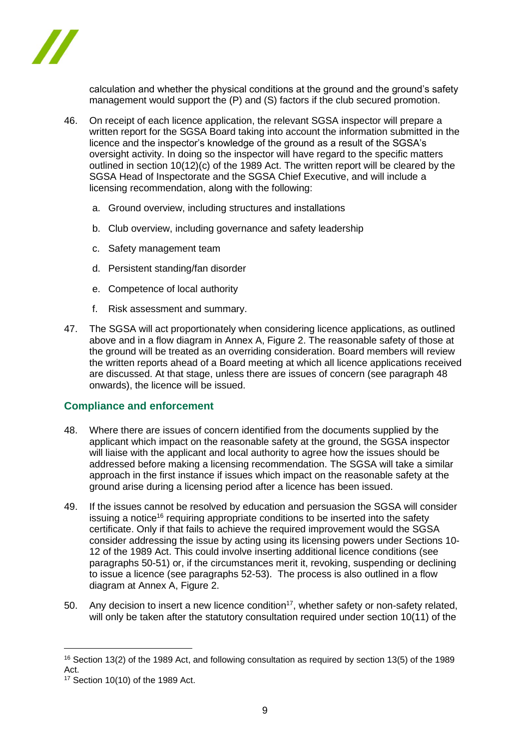calculation and whether the physical conditions at the ground and the ground's safety management would support the (P) and (S) factors if the club secured promotion.

46. On receipt of each licence application, the relevant SGSA inspector will prepare a written report for the SGSA Board taking into account the information submitted in the licence and the inspector's knowledge of the ground as a result of the SGSA's oversight activity. In doing so the inspector will have regard to the specific matters outlined in section 10(12)(c) of the 1989 Act. The written report will be cleared by the SGSA Head of Inspectorate and the SGSA Chief Executive, and will include a licensing recommendation, along with the following:

    a. Ground overview, including structures and installations

    b. Club overview, including governance and safety leadership

    c. Safety management team

    d. Persistent standing/fan disorder

    e. Competence of local authority

    f. Risk assessment and summary.

47. The SGSA will act proportionately when considering licence applications, as outlined above and in a flow diagram in Annex A, Figure 2. The reasonable safety of those at the ground will be treated as an overriding consideration. Board members will review the written reports ahead of a Board meeting at which all licence applications received are discussed. At that stage, unless there are issues of concern (see paragraph 48 onwards), the licence will be issued.

## Compliance and enforcement

48. Where there are issues of concern identified from the documents supplied by the applicant which impact on the reasonable safety at the ground, the SGSA inspector will liaise with the applicant and local authority to agree how the issues should be addressed before making a licensing recommendation. The SGSA will take a similar approach in the first instance if issues which impact on the reasonable safety at the ground arise during a licensing period after a licence has been issued.

49. If the issues cannot be resolved by education and persuasion the SGSA will consider issuing a notice[16] requiring appropriate conditions to be inserted into the safety certificate. Only if that fails to achieve the required improvement would the SGSA consider addressing the issue by acting using its licensing powers under Sections 10-12 of the 1989 Act. This could involve inserting additional licence conditions (see paragraphs 50-51) or, if the circumstances merit it, revoking, suspending or declining to issue a licence (see paragraphs 52-53). The process is also outlined in a flow diagram at Annex A, Figure 2.

50. Any decision to insert a new licence condition[17], whether safety or non-safety related, will only be taken after the statutory consultation required under section 10(11) of the

---

[16] Section 13(2) of the 1989 Act, and following consultation as required by section 13(5) of the 1989 Act.

[17] Section 10(10) of the 1989 Act.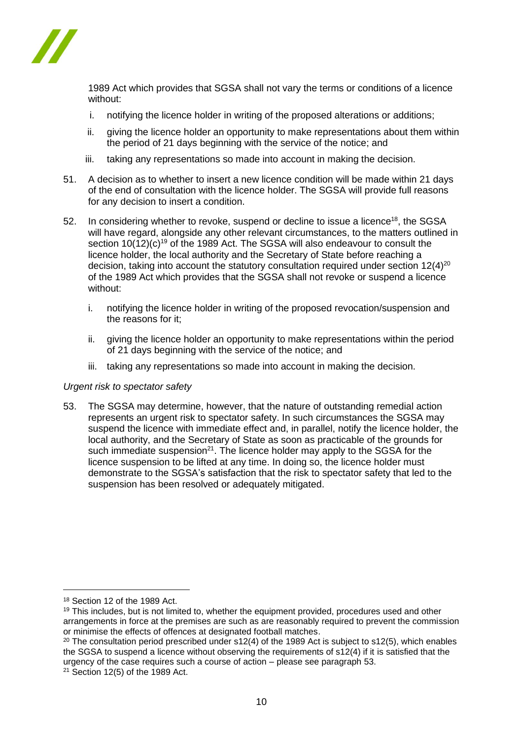1989 Act which provides that SGSA shall not vary the terms or conditions of a licence without:

i. notifying the licence holder in writing of the proposed alterations or additions;

ii. giving the licence holder an opportunity to make representations about them within the period of 21 days beginning with the service of the notice; and

iii. taking any representations so made into account in making the decision.

51. A decision as to whether to insert a new licence condition will be made within 21 days of the end of consultation with the licence holder. The SGSA will provide full reasons for any decision to insert a condition.

52. In considering whether to revoke, suspend or decline to issue a licence[18], the SGSA will have regard, alongside any other relevant circumstances, to the matters outlined in section 10(12)(c)[19] of the 1989 Act. The SGSA will also endeavour to consult the licence holder, the local authority and the Secretary of State before reaching a decision, taking into account the statutory consultation required under section 12(4)[20] of the 1989 Act which provides that the SGSA shall not revoke or suspend a licence without:

i. notifying the licence holder in writing of the proposed revocation/suspension and the reasons for it;

ii. giving the licence holder an opportunity to make representations within the period of 21 days beginning with the service of the notice; and

iii. taking any representations so made into account in making the decision.

*Urgent risk to spectator safety*

53. The SGSA may determine, however, that the nature of outstanding remedial action represents an urgent risk to spectator safety. In such circumstances the SGSA may suspend the licence with immediate effect and, in parallel, notify the licence holder, the local authority, and the Secretary of State as soon as practicable of the grounds for such immediate suspension[21]. The licence holder may apply to the SGSA for the licence suspension to be lifted at any time. In doing so, the licence holder must demonstrate to the SGSA's satisfaction that the risk to spectator safety that led to the suspension has been resolved or adequately mitigated.

---

[18] Section 12 of the 1989 Act.

[19] This includes, but is not limited to, whether the equipment provided, procedures used and other arrangements in force at the premises are such as are reasonably required to prevent the commission or minimise the effects of offences at designated football matches.

[20] The consultation period prescribed under s12(4) of the 1989 Act is subject to s12(5), which enables the SGSA to suspend a licence without observing the requirements of s12(4) if it is satisfied that the urgency of the case requires such a course of action – please see paragraph 53.

[21] Section 12(5) of the 1989 Act.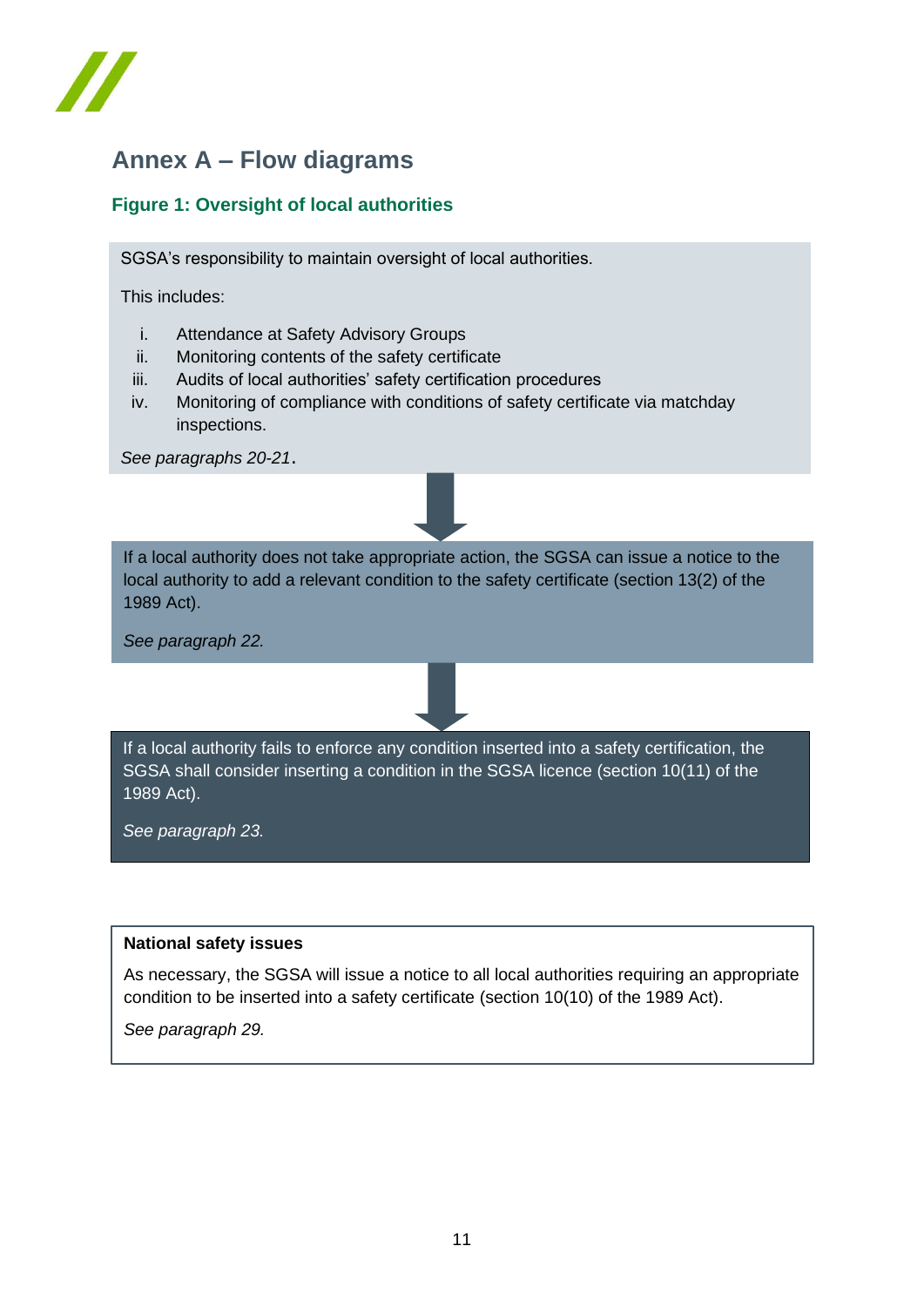# Annex A – Flow diagrams

### Figure 1: Oversight of local authorities

SGSA's responsibility to maintain oversight of local authorities.

This includes:

i. Attendance at Safety Advisory Groups
ii. Monitoring contents of the safety certificate
iii. Audits of local authorities' safety certification procedures
iv. Monitoring of compliance with conditions of safety certificate via matchday inspections.

*See paragraphs 20-21*.

↓

If a local authority does not take appropriate action, the SGSA can issue a notice to the local authority to add a relevant condition to the safety certificate (section 13(2) of the 1989 Act).

*See paragraph 22.*

↓

If a local authority fails to enforce any condition inserted into a safety certification, the SGSA shall consider inserting a condition in the SGSA licence (section 10(11) of the 1989 Act).

*See paragraph 23.*

**National safety issues**

As necessary, the SGSA will issue a notice to all local authorities requiring an appropriate condition to be inserted into a safety certificate (section 10(10) of the 1989 Act).

*See paragraph 29.*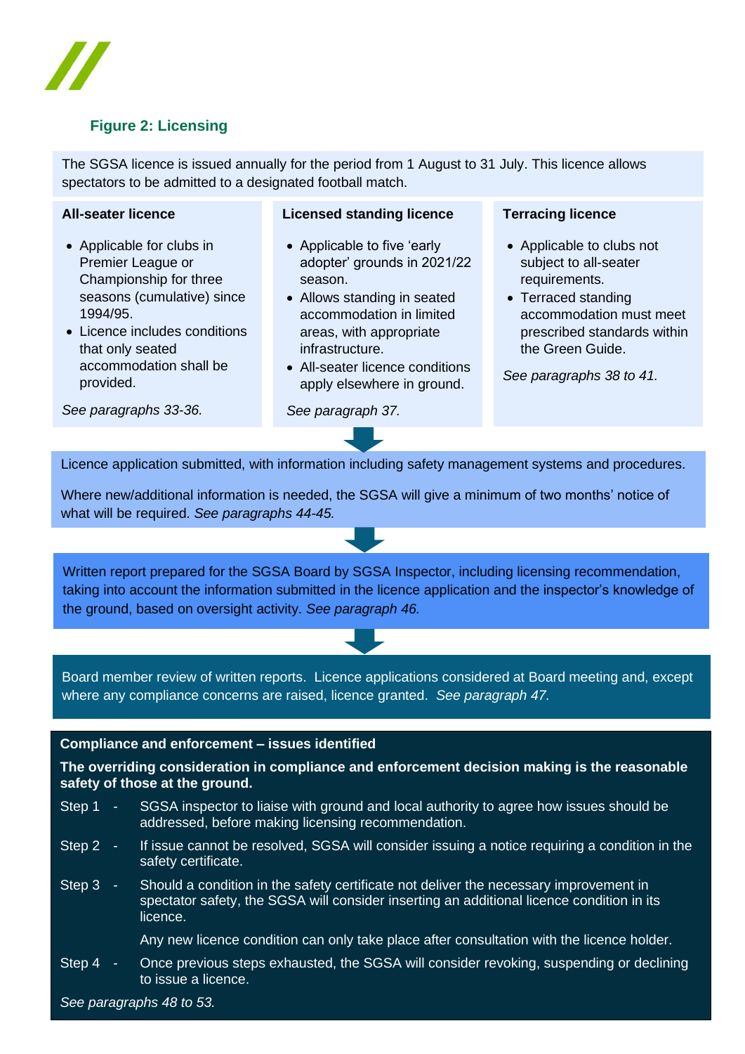**Figure 2: Licensing**

The SGSA licence is issued annually for the period from 1 August to 31 July. This licence allows spectators to be admitted to a designated football match.

**All-seater licence**

- Applicable for clubs in Premier League or Championship for three seasons (cumulative) since 1994/95.
- Licence includes conditions that only seated accommodation shall be provided.

*See paragraphs 33-36.*

**Licensed standing licence**

- Applicable to five 'early adopter' grounds in 2021/22 season.
- Allows standing in seated accommodation in limited areas, with appropriate infrastructure.
- All-seater licence conditions apply elsewhere in ground.

*See paragraph 37.*

**Terracing licence**

- Applicable to clubs not subject to all-seater requirements.
- Terraced standing accommodation must meet prescribed standards within the Green Guide.

*See paragraphs 38 to 41.*

↓

Licence application submitted, with information including safety management systems and procedures.

Where new/additional information is needed, the SGSA will give a minimum of two months' notice of what will be required. *See paragraphs 44-45.*

↓

Written report prepared for the SGSA Board by SGSA Inspector, including licensing recommendation, taking into account the information submitted in the licence application and the inspector's knowledge of the ground, based on oversight activity. *See paragraph 46.*

↓

Board member review of written reports. Licence applications considered at Board meeting and, except where any compliance concerns are raised, licence granted. *See paragraph 47.*

**Compliance and enforcement – issues identified**

**The overriding consideration in compliance and enforcement decision making is the reasonable safety of those at the ground.**

Step 1 - SGSA inspector to liaise with ground and local authority to agree how issues should be addressed, before making licensing recommendation.

Step 2 - If issue cannot be resolved, SGSA will consider issuing a notice requiring a condition in the safety certificate.

Step 3 - Should a condition in the safety certificate not deliver the necessary improvement in spectator safety, the SGSA will consider inserting an additional licence condition in its licence.

Any new licence condition can only take place after consultation with the licence holder.

Step 4 - Once previous steps exhausted, the SGSA will consider revoking, suspending or declining to issue a licence.

*See paragraphs 48 to 53.*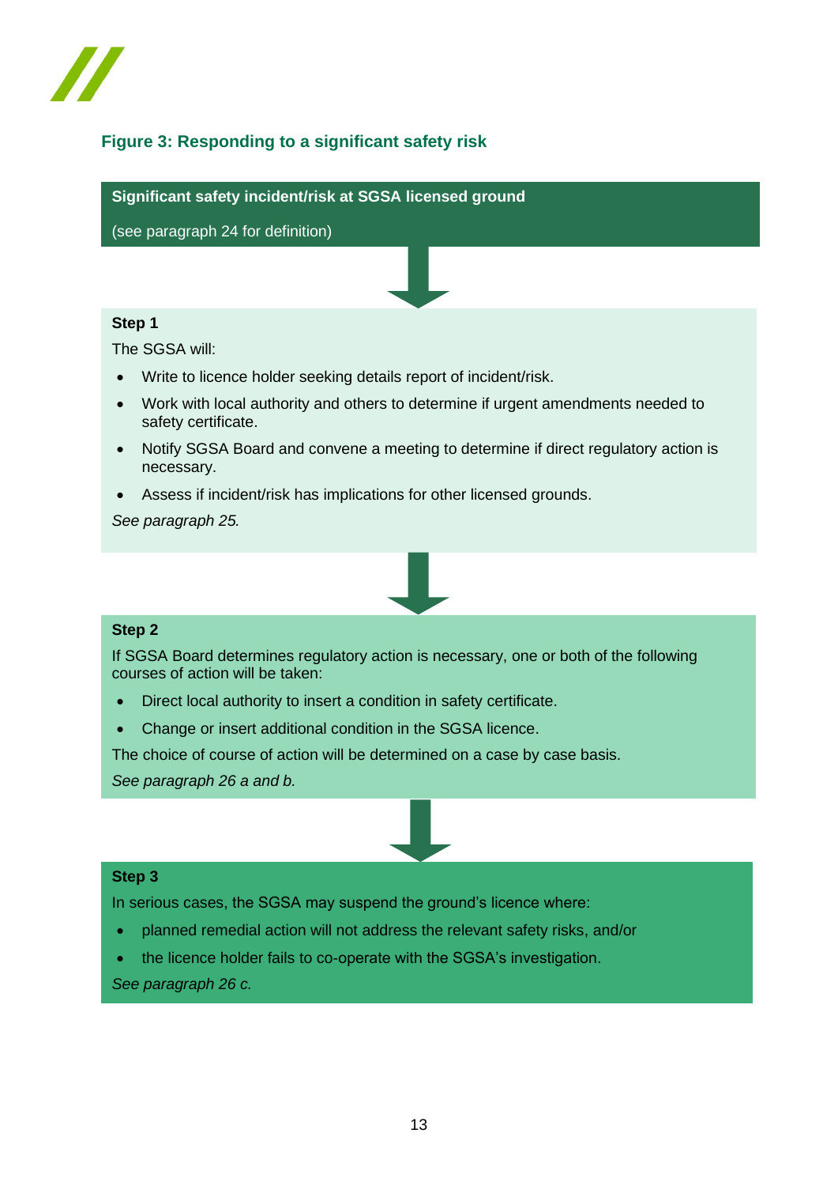### Figure 3: Responding to a significant safety risk

**Significant safety incident/risk at SGSA licensed ground**

(see paragraph 24 for definition)

**Step 1**

The SGSA will:

- Write to licence holder seeking details report of incident/risk.
- Work with local authority and others to determine if urgent amendments needed to safety certificate.
- Notify SGSA Board and convene a meeting to determine if direct regulatory action is necessary.
- Assess if incident/risk has implications for other licensed grounds.

*See paragraph 25.*

**Step 2**

If SGSA Board determines regulatory action is necessary, one or both of the following courses of action will be taken:

- Direct local authority to insert a condition in safety certificate.
- Change or insert additional condition in the SGSA licence.

The choice of course of action will be determined on a case by case basis.

*See paragraph 26 a and b.*

**Step 3**

In serious cases, the SGSA may suspend the ground's licence where:

- planned remedial action will not address the relevant safety risks, and/or
- the licence holder fails to co-operate with the SGSA's investigation.

*See paragraph 26 c.*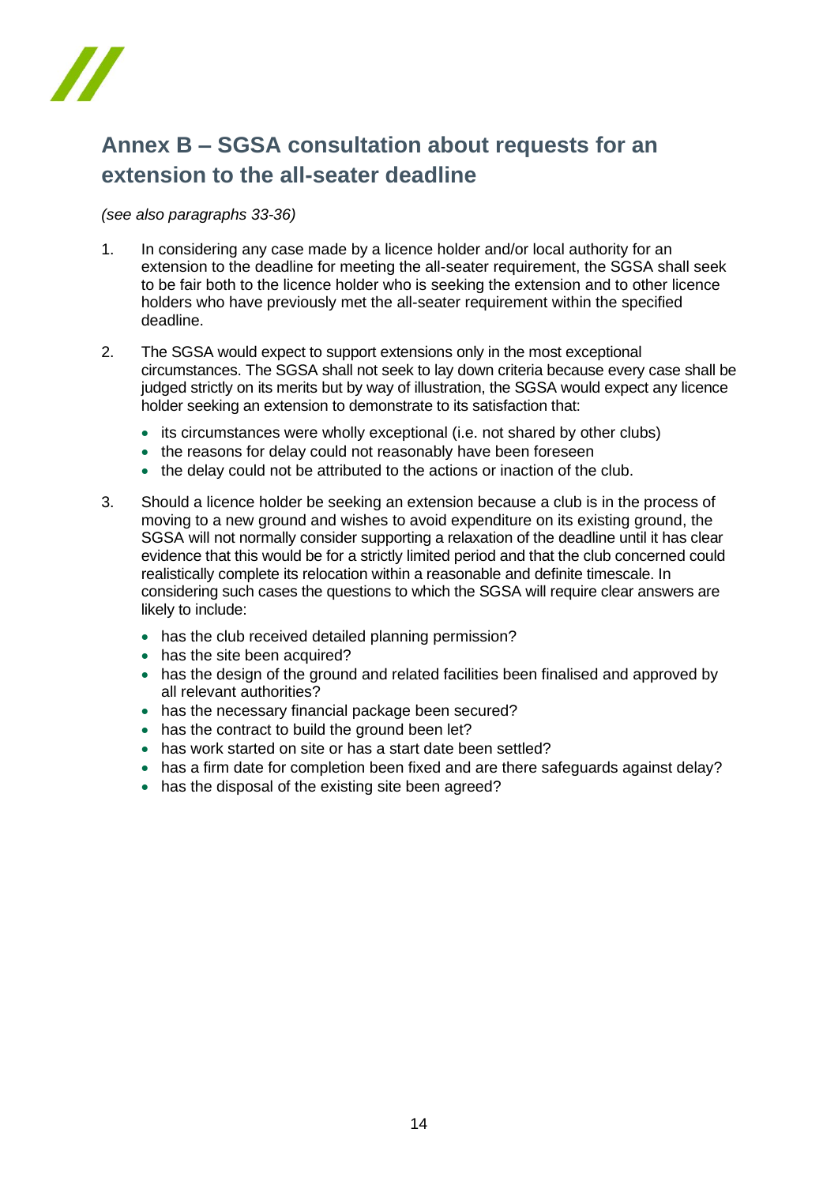## Annex B – SGSA consultation about requests for an extension to the all-seater deadline

*(see also paragraphs 33-36)*

1. In considering any case made by a licence holder and/or local authority for an extension to the deadline for meeting the all-seater requirement, the SGSA shall seek to be fair both to the licence holder who is seeking the extension and to other licence holders who have previously met the all-seater requirement within the specified deadline.

2. The SGSA would expect to support extensions only in the most exceptional circumstances. The SGSA shall not seek to lay down criteria because every case shall be judged strictly on its merits but by way of illustration, the SGSA would expect any licence holder seeking an extension to demonstrate to its satisfaction that:

   - its circumstances were wholly exceptional (i.e. not shared by other clubs)
   - the reasons for delay could not reasonably have been foreseen
   - the delay could not be attributed to the actions or inaction of the club.

3. Should a licence holder be seeking an extension because a club is in the process of moving to a new ground and wishes to avoid expenditure on its existing ground, the SGSA will not normally consider supporting a relaxation of the deadline until it has clear evidence that this would be for a strictly limited period and that the club concerned could realistically complete its relocation within a reasonable and definite timescale. In considering such cases the questions to which the SGSA will require clear answers are likely to include:

   - has the club received detailed planning permission?
   - has the site been acquired?
   - has the design of the ground and related facilities been finalised and approved by all relevant authorities?
   - has the necessary financial package been secured?
   - has the contract to build the ground been let?
   - has work started on site or has a start date been settled?
   - has a firm date for completion been fixed and are there safeguards against delay?
   - has the disposal of the existing site been agreed?